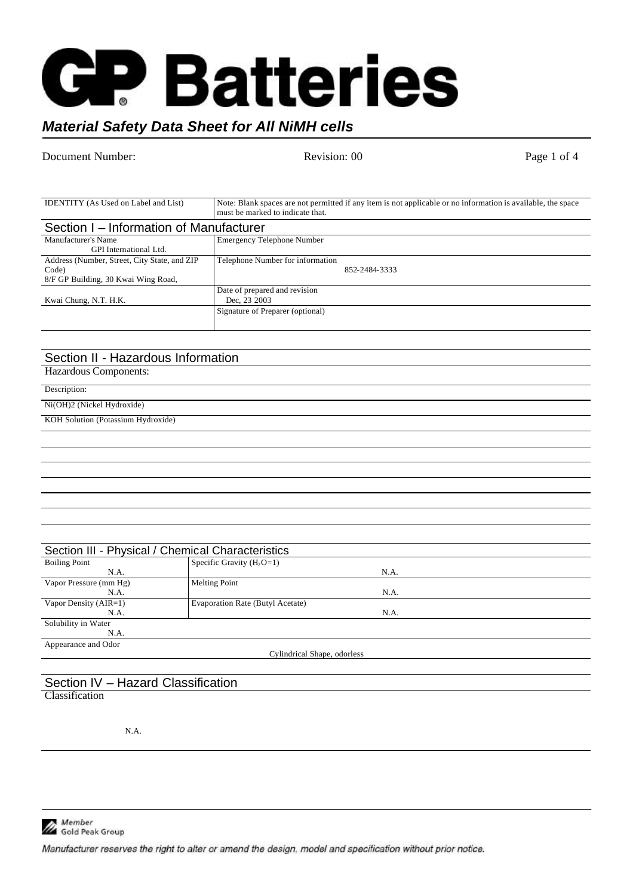# GP Batteries

## *Material Safety Data Sheet for All NiMH cells*

Document Number: Revision: 00

| IDENTITY (As Used on Label and List) | Note: Blank spaces are not permitted if any item is not applicable or no information is available, the space must be marked to indicate that. |
|---|---|

## Section I – Information of Manufacturer

| | |
|---|---|
| Manufacturer's Name<br>GPI International Ltd. | Emergency Telephone Number |
| Address (Number, Street, City State, and ZIP Code)<br>8/F GP Building, 30 Kwai Wing Road, | Telephone Number for information<br>852-2484-3333 |
| Kwai Chung, N.T. H.K. | Date of prepared and revision<br>Dec, 23 2003 |
| | Signature of Preparer (optional) |

## Section II - Hazardous Information

Hazardous Components:

| Description: |
|---|
| $Ni(OH)_2$ (Nickel Hydroxide) |
| KOH Solution (Potassium Hydroxide) |

## Section III - Physical / Chemical Characteristics

| | |
|---|---|
| Boiling Point<br>N.A. | Specific Gravity ($H_2O$=1)<br>N.A. |
| Vapor Pressure (mm Hg)<br>N.A. | Melting Point<br>N.A. |
| Vapor Density (AIR=1)<br>N.A. | Evaporation Rate (Butyl Acetate)<br>N.A. |
| Solubility in Water<br>N.A. | |
| Appearance and Odor<br>Cylindrical Shape, odorless | |

## Section IV – Hazard Classification

Classification

N.A.

Member Gold Peak Group

*Manufacturer reserves the right to alter or amend the design, model and specification without prior notice.*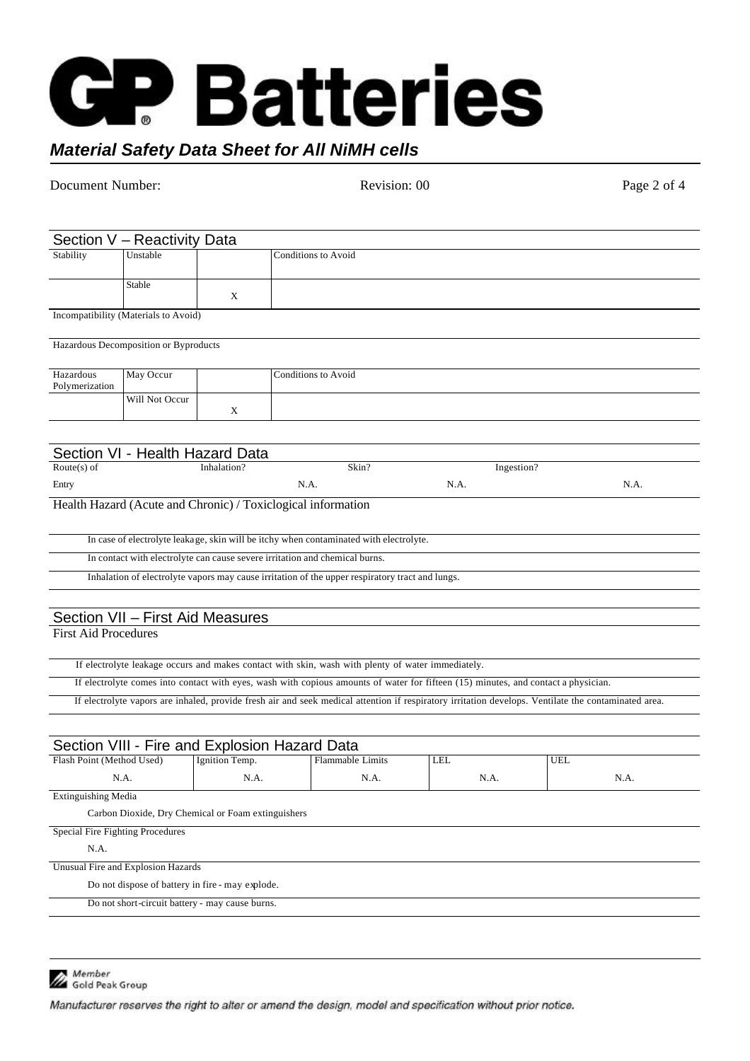## Section V – Reactivity Data

| Stability | Unstable | | Conditions to Avoid |
|---|---|---|---|
| | Stable | X | |

Incompatibility (Materials to Avoid)

Hazardous Decomposition or Byproducts

| Hazardous Polymerization | May Occur | | Conditions to Avoid |
|---|---|---|---|
| | Will Not Occur | X | |

## Section VI - Health Hazard Data

| Route(s) of Entry | Inhalation? | Skin? | Ingestion? |
|---|---|---|---|
| | N.A. | N.A. | N.A. |

Health Hazard (Acute and Chronic) / Toxicological information

In case of electrolyte leakage, skin will be itchy when contaminated with electrolyte.

In contact with electrolyte can cause severe irritation and chemical burns.

Inhalation of electrolyte vapors may cause irritation of the upper respiratory tract and lungs.

## Section VII – First Aid Measures

First Aid Procedures

If electrolyte leakage occurs and makes contact with skin, wash with plenty of water immediately.

If electrolyte comes into contact with eyes, wash with copious amounts of water for fifteen (15) minutes, and contact a physician.

If electrolyte vapors are inhaled, provide fresh air and seek medical attention if respiratory irritation develops. Ventilate the contaminated area.

## Section VIII - Fire and Explosion Hazard Data

| Flash Point (Method Used) | Ignition Temp. | Flammable Limits | LEL | UEL |
|---|---|---|---|---|
| N.A. | N.A. | N.A. | N.A. | N.A. |

Extinguishing Media

Carbon Dioxide, Dry Chemical or Foam extinguishers

Special Fire Fighting Procedures

N.A.

Unusual Fire and Explosion Hazards

Do not dispose of battery in fire - may explode.

Do not short-circuit battery - may cause burns.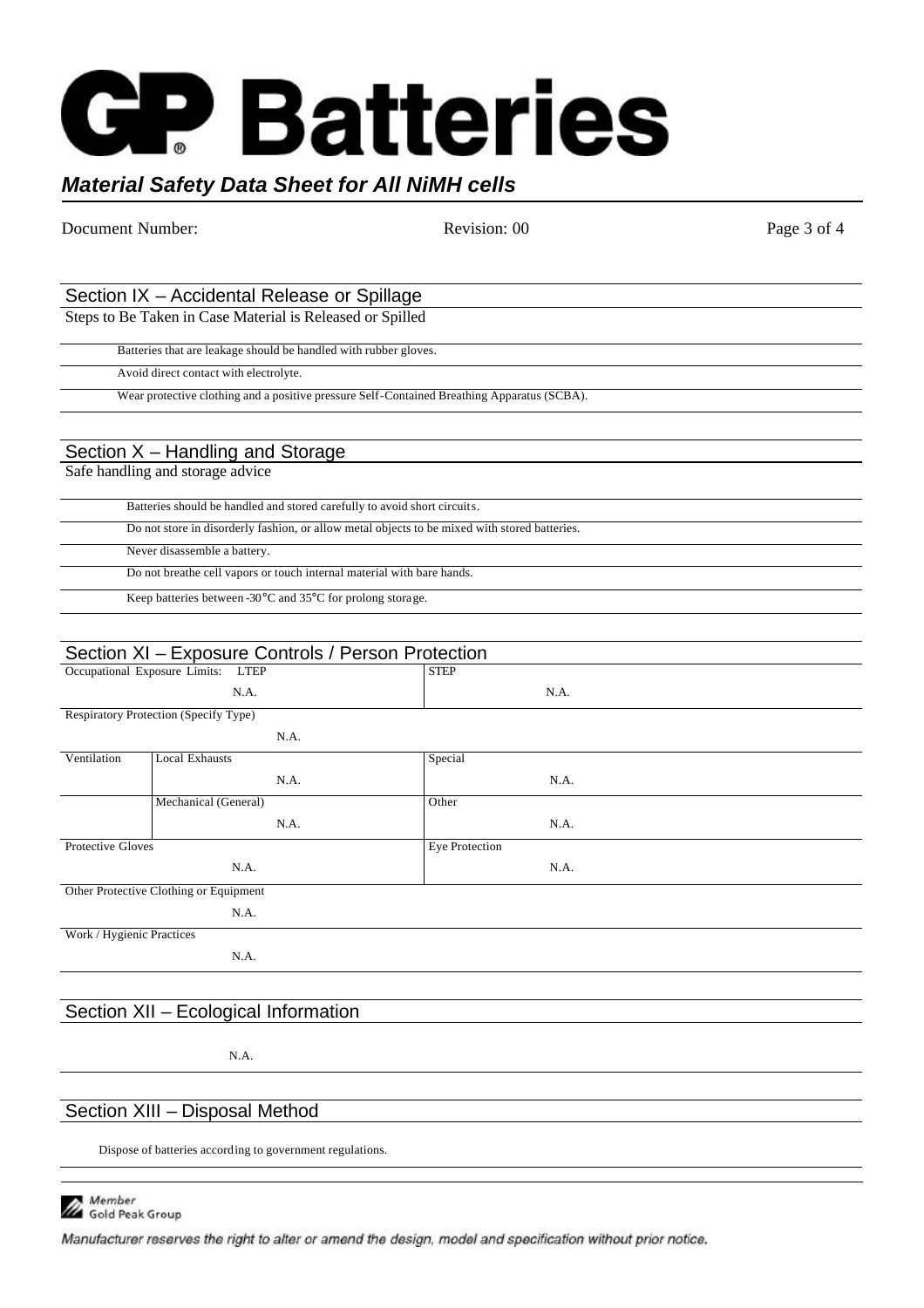## Section IX – Accidental Release or Spillage

Steps to Be Taken in Case Material is Released or Spilled

Batteries that are leakage should be handled with rubber gloves.

Avoid direct contact with electrolyte.

Wear protective clothing and a positive pressure Self-Contained Breathing Apparatus (SCBA).

## Section X – Handling and Storage

Safe handling and storage advice

Batteries should be handled and stored carefully to avoid short circuits.

Do not store in disorderly fashion, or allow metal objects to be mixed with stored batteries.

Never disassemble a battery.

Do not breathe cell vapors or touch internal material with bare hands.

Keep batteries between -30°C and 35°C for prolong storage.

## Section XI – Exposure Controls / Person Protection

| Occupational Exposure Limits: LTEP | | STEP |
|---|---|---|
| | N.A. | N.A. |
| Respiratory Protection (Specify Type) | | |
| | N.A. | |
| Ventilation | Local Exhausts | Special |
| | N.A. | N.A. |
| | Mechanical (General) | Other |
| | N.A. | N.A. |
| Protective Gloves | | Eye Protection |
| | N.A. | N.A. |
| Other Protective Clothing or Equipment | | |
| | N.A. | |
| Work / Hygienic Practices | | |
| | N.A. | |

## Section XII – Ecological Information

N.A.

## Section XIII – Disposal Method

Dispose of batteries according to government regulations.

Member Gold Peak Group

*Manufacturer reserves the right to alter or amend the design, model and specification without prior notice.*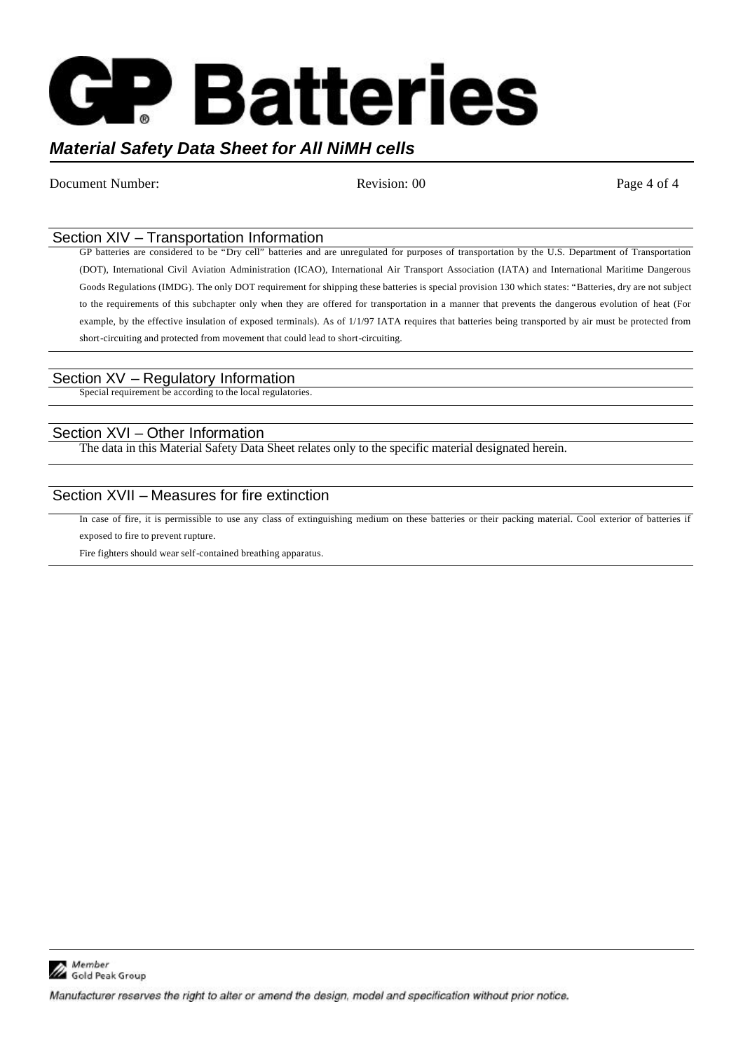## Section XIV – Transportation Information

GP batteries are considered to be "Dry cell" batteries and are unregulated for purposes of transportation by the U.S. Department of Transportation (DOT), International Civil Aviation Administration (ICAO), International Air Transport Association (IATA) and International Maritime Dangerous Goods Regulations (IMDG). The only DOT requirement for shipping these batteries is special provision 130 which states: "Batteries, dry are not subject to the requirements of this subchapter only when they are offered for transportation in a manner that prevents the dangerous evolution of heat (For example, by the effective insulation of exposed terminals). As of 1/1/97 IATA requires that batteries being transported by air must be protected from short-circuiting and protected from movement that could lead to short-circuiting.

## Section XV – Regulatory Information

Special requirement be according to the local regulatories.

## Section XVI – Other Information

The data in this Material Safety Data Sheet relates only to the specific material designated herein.

## Section XVII – Measures for fire extinction

In case of fire, it is permissible to use any class of extinguishing medium on these batteries or their packing material. Cool exterior of batteries if exposed to fire to prevent rupture.

Fire fighters should wear self-contained breathing apparatus.